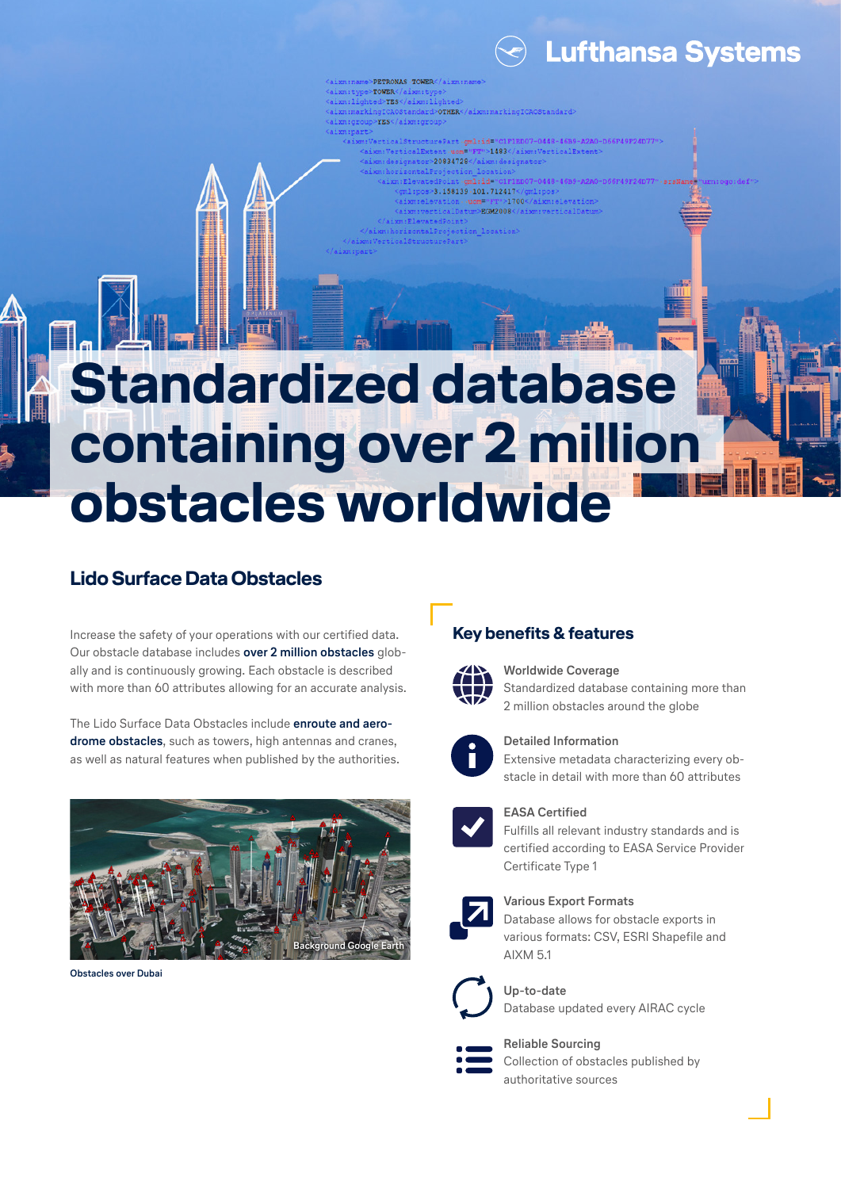# Standardized database containing over 2 million obstacles worldwide

## Lido Surface Data Obstacles

Increase the safety of your operations with our certified data. Our obstacle database includes **over 2 million obstacles** globally and is continuously growing. Each obstacle is described with more than 60 attributes allowing for an accurate analysis.

The Lido Surface Data Obstacles include **enroute and aerodrome obstacles**, such as towers, high antennas and cranes, as well as natural features when published by the authorities.

Background Google Earth

Obstacles over Dubai

## Key benefits & features

**Worldwide Coverage**
Standardized database containing more than 2 million obstacles around the globe

**Detailed Information**
Extensive metadata characterizing every obstacle in detail with more than 60 attributes

**EASA Certified**
Fulfills all relevant industry standards and is certified according to EASA Service Provider Certificate Type 1

**Various Export Formats**
Database allows for obstacle exports in various formats: CSV, ESRI Shapefile and AIXM 5.1

**Up-to-date**
Database updated every AIRAC cycle

**Reliable Sourcing**
Collection of obstacles published by authoritative sources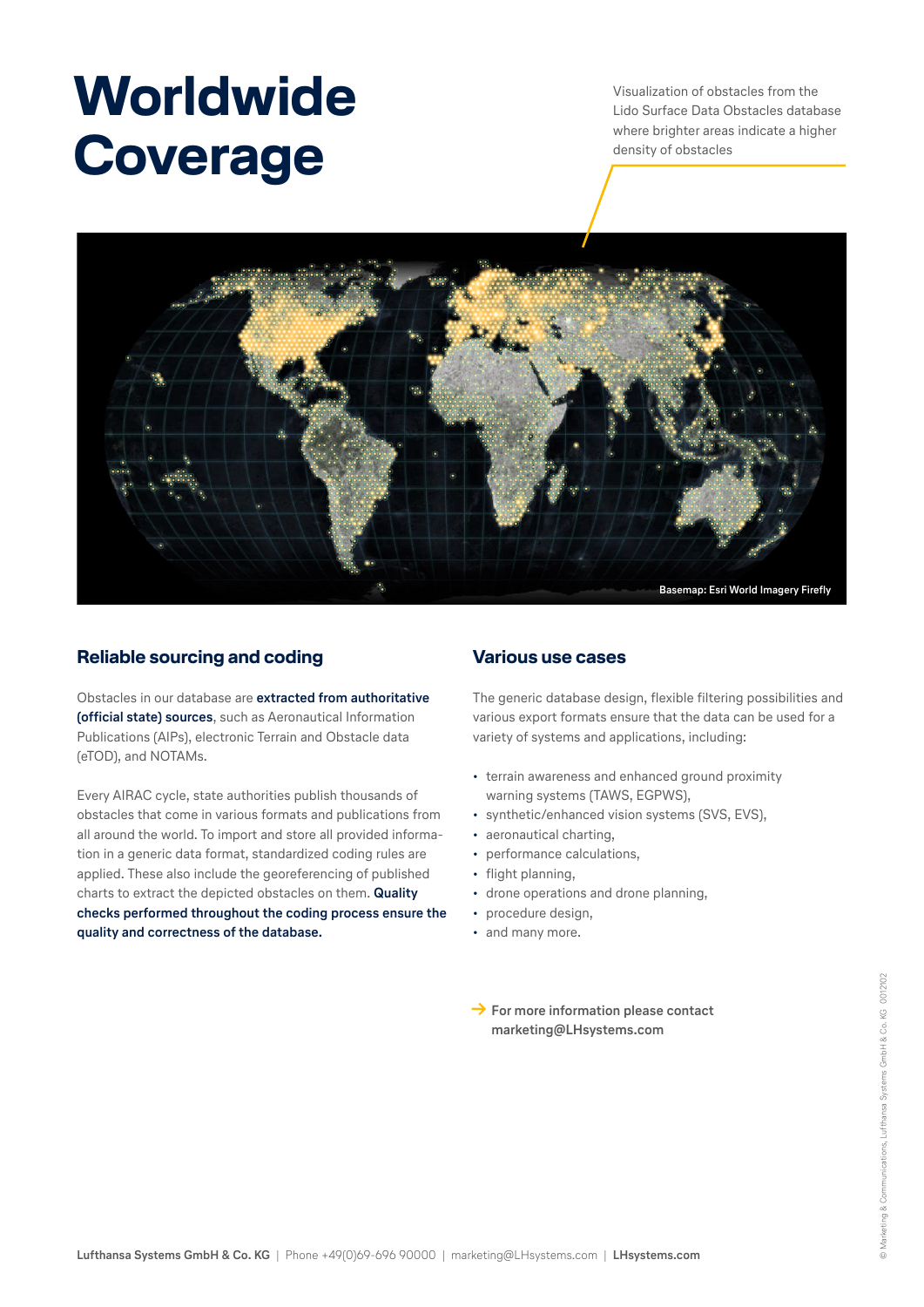# Worldwide Coverage

Visualization of obstacles from the Lido Surface Data Obstacles database where brighter areas indicate a higher density of obstacles

Basemap: Esri World Imagery Firefly

## Reliable sourcing and coding

Obstacles in our database are **extracted from authoritative (official state) sources**, such as Aeronautical Information Publications (AIPs), electronic Terrain and Obstacle data (eTOD), and NOTAMs.

Every AIRAC cycle, state authorities publish thousands of obstacles that come in various formats and publications from all around the world. To import and store all provided information in a generic data format, standardized coding rules are applied. These also include the georeferencing of published charts to extract the depicted obstacles on them. **Quality checks performed throughout the coding process ensure the quality and correctness of the database.**

## Various use cases

The generic database design, flexible filtering possibilities and various export formats ensure that the data can be used for a variety of systems and applications, including:

- terrain awareness and enhanced ground proximity warning systems (TAWS, EGPWS),
- synthetic/enhanced vision systems (SVS, EVS),
- aeronautical charting,
- performance calculations,
- flight planning,
- drone operations and drone planning,
- procedure design,
- and many more.

→ **For more information please contact marketing@LHsystems.com**

**Lufthansa Systems GmbH & Co. KG** | Phone +49(0)69-696 90000 | marketing@LHsystems.com | **LHsystems.com**

© Marketing & Communications, Lufthansa Systems GmbH & Co. KG 0012102